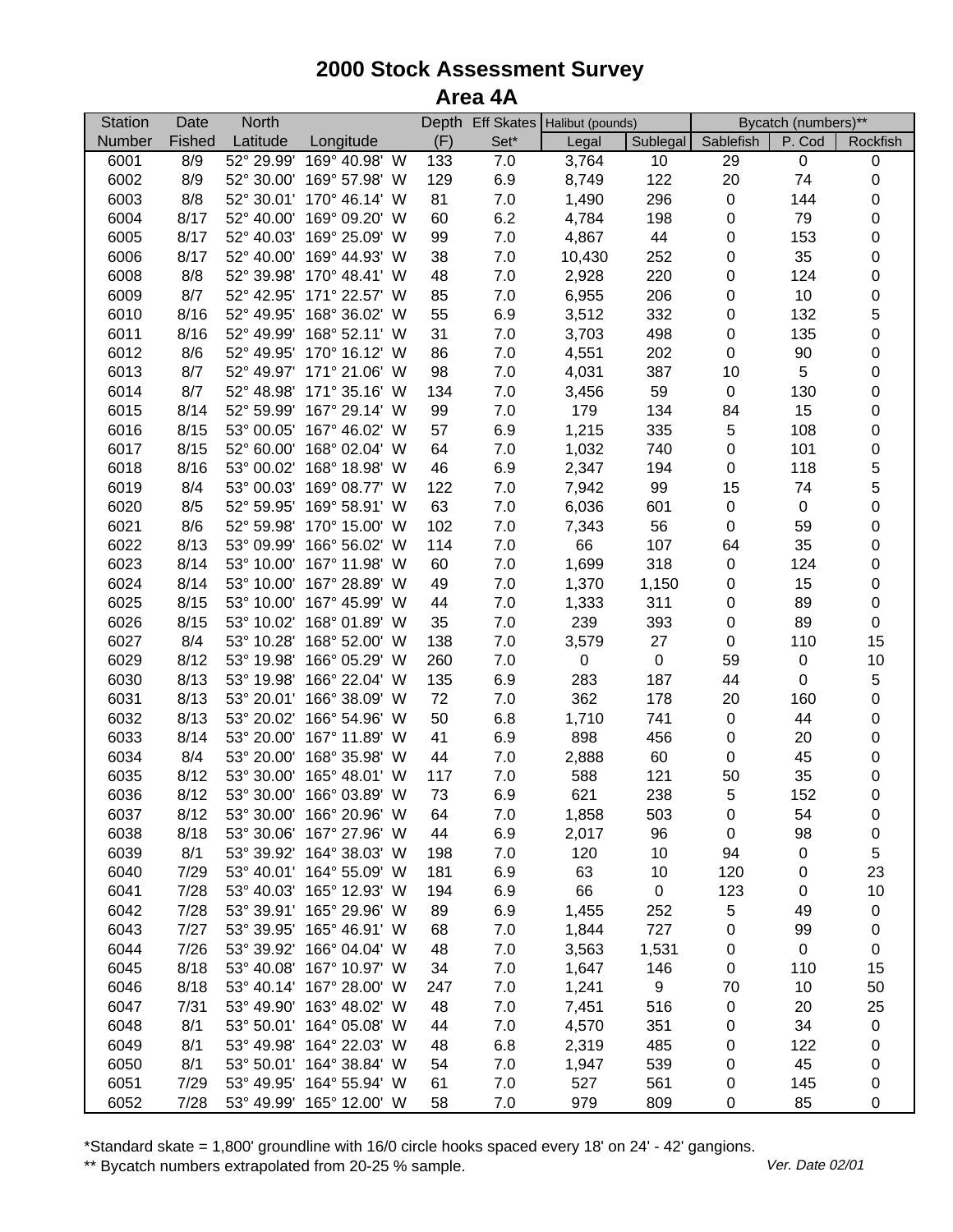# 2000 Stock Assessment Survey

## Area 4A

| Station | Date | North | | Depth | Eff Skates | Halibut (pounds) | | Bycatch (numbers)** | | |
|---|---|---|---|---|---|---|---|---|---|---|
| Number | Fished | Latitude | Longitude | (F) | Set* | Legal | Sublegal | Sablefish | P. Cod | Rockfish |
| 6001 | 8/9 | 52° 29.99' | 169° 40.98' W | 133 | 7.0 | 3,764 | 10 | 29 | 0 | 0 |
| 6002 | 8/9 | 52° 30.00' | 169° 57.98' W | 129 | 6.9 | 8,749 | 122 | 20 | 74 | 0 |
| 6003 | 8/8 | 52° 30.01' | 170° 46.14' W | 81 | 7.0 | 1,490 | 296 | 0 | 144 | 0 |
| 6004 | 8/17 | 52° 40.00' | 169° 09.20' W | 60 | 6.2 | 4,784 | 198 | 0 | 79 | 0 |
| 6005 | 8/17 | 52° 40.03' | 169° 25.09' W | 99 | 7.0 | 4,867 | 44 | 0 | 153 | 0 |
| 6006 | 8/17 | 52° 40.00' | 169° 44.93' W | 38 | 7.0 | 10,430 | 252 | 0 | 35 | 0 |
| 6008 | 8/8 | 52° 39.98' | 170° 48.41' W | 48 | 7.0 | 2,928 | 220 | 0 | 124 | 0 |
| 6009 | 8/7 | 52° 42.95' | 171° 22.57' W | 85 | 7.0 | 6,955 | 206 | 0 | 10 | 0 |
| 6010 | 8/16 | 52° 49.95' | 168° 36.02' W | 55 | 6.9 | 3,512 | 332 | 0 | 132 | 5 |
| 6011 | 8/16 | 52° 49.99' | 168° 52.11' W | 31 | 7.0 | 3,703 | 498 | 0 | 135 | 0 |
| 6012 | 8/6 | 52° 49.95' | 170° 16.12' W | 86 | 7.0 | 4,551 | 202 | 0 | 90 | 0 |
| 6013 | 8/7 | 52° 49.97' | 171° 21.06' W | 98 | 7.0 | 4,031 | 387 | 10 | 5 | 0 |
| 6014 | 8/7 | 52° 48.98' | 171° 35.16' W | 134 | 7.0 | 3,456 | 59 | 0 | 130 | 0 |
| 6015 | 8/14 | 52° 59.99' | 167° 29.14' W | 99 | 7.0 | 179 | 134 | 84 | 15 | 0 |
| 6016 | 8/15 | 53° 00.05' | 167° 46.02' W | 57 | 6.9 | 1,215 | 335 | 5 | 108 | 0 |
| 6017 | 8/15 | 52° 60.00' | 168° 02.04' W | 64 | 7.0 | 1,032 | 740 | 0 | 101 | 0 |
| 6018 | 8/16 | 53° 00.02' | 168° 18.98' W | 46 | 6.9 | 2,347 | 194 | 0 | 118 | 5 |
| 6019 | 8/4 | 53° 00.03' | 169° 08.77' W | 122 | 7.0 | 7,942 | 99 | 15 | 74 | 5 |
| 6020 | 8/5 | 52° 59.95' | 169° 58.91' W | 63 | 7.0 | 6,036 | 601 | 0 | 0 | 0 |
| 6021 | 8/6 | 52° 59.98' | 170° 15.00' W | 102 | 7.0 | 7,343 | 56 | 0 | 59 | 0 |
| 6022 | 8/13 | 53° 09.99' | 166° 56.02' W | 114 | 7.0 | 66 | 107 | 64 | 35 | 0 |
| 6023 | 8/14 | 53° 10.00' | 167° 11.98' W | 60 | 7.0 | 1,699 | 318 | 0 | 124 | 0 |
| 6024 | 8/14 | 53° 10.00' | 167° 28.89' W | 49 | 7.0 | 1,370 | 1,150 | 0 | 15 | 0 |
| 6025 | 8/15 | 53° 10.00' | 167° 45.99' W | 44 | 7.0 | 1,333 | 311 | 0 | 89 | 0 |
| 6026 | 8/15 | 53° 10.02' | 168° 01.89' W | 35 | 7.0 | 239 | 393 | 0 | 89 | 0 |
| 6027 | 8/4 | 53° 10.28' | 168° 52.00' W | 138 | 7.0 | 3,579 | 27 | 0 | 110 | 15 |
| 6029 | 8/12 | 53° 19.98' | 166° 05.29' W | 260 | 7.0 | 0 | 0 | 59 | 0 | 10 |
| 6030 | 8/13 | 53° 19.98' | 166° 22.04' W | 135 | 6.9 | 283 | 187 | 44 | 0 | 5 |
| 6031 | 8/13 | 53° 20.01' | 166° 38.09' W | 72 | 7.0 | 362 | 178 | 20 | 160 | 0 |
| 6032 | 8/13 | 53° 20.02' | 166° 54.96' W | 50 | 6.8 | 1,710 | 741 | 0 | 44 | 0 |
| 6033 | 8/14 | 53° 20.00' | 167° 11.89' W | 41 | 6.9 | 898 | 456 | 0 | 20 | 0 |
| 6034 | 8/4 | 53° 20.00' | 168° 35.98' W | 44 | 7.0 | 2,888 | 60 | 0 | 45 | 0 |
| 6035 | 8/12 | 53° 30.00' | 165° 48.01' W | 117 | 7.0 | 588 | 121 | 50 | 35 | 0 |
| 6036 | 8/12 | 53° 30.00' | 166° 03.89' W | 73 | 6.9 | 621 | 238 | 5 | 152 | 0 |
| 6037 | 8/12 | 53° 30.00' | 166° 20.96' W | 64 | 7.0 | 1,858 | 503 | 0 | 54 | 0 |
| 6038 | 8/18 | 53° 30.06' | 167° 27.96' W | 44 | 6.9 | 2,017 | 96 | 0 | 98 | 0 |
| 6039 | 8/1 | 53° 39.92' | 164° 38.03' W | 198 | 7.0 | 120 | 10 | 94 | 0 | 5 |
| 6040 | 7/29 | 53° 40.01' | 164° 55.09' W | 181 | 6.9 | 63 | 10 | 120 | 0 | 23 |
| 6041 | 7/28 | 53° 40.03' | 165° 12.93' W | 194 | 6.9 | 66 | 0 | 123 | 0 | 10 |
| 6042 | 7/28 | 53° 39.91' | 165° 29.96' W | 89 | 6.9 | 1,455 | 252 | 5 | 49 | 0 |
| 6043 | 7/27 | 53° 39.95' | 165° 46.91' W | 68 | 7.0 | 1,844 | 727 | 0 | 99 | 0 |
| 6044 | 7/26 | 53° 39.92' | 166° 04.04' W | 48 | 7.0 | 3,563 | 1,531 | 0 | 0 | 0 |
| 6045 | 8/18 | 53° 40.08' | 167° 10.97' W | 34 | 7.0 | 1,647 | 146 | 0 | 110 | 15 |
| 6046 | 8/18 | 53° 40.14' | 167° 28.00' W | 247 | 7.0 | 1,241 | 9 | 70 | 10 | 50 |
| 6047 | 7/31 | 53° 49.90' | 163° 48.02' W | 48 | 7.0 | 7,451 | 516 | 0 | 20 | 25 |
| 6048 | 8/1 | 53° 50.01' | 164° 05.08' W | 44 | 7.0 | 4,570 | 351 | 0 | 34 | 0 |
| 6049 | 8/1 | 53° 49.98' | 164° 22.03' W | 48 | 6.8 | 2,319 | 485 | 0 | 122 | 0 |
| 6050 | 8/1 | 53° 50.01' | 164° 38.84' W | 54 | 7.0 | 1,947 | 539 | 0 | 45 | 0 |
| 6051 | 7/29 | 53° 49.95' | 164° 55.94' W | 61 | 7.0 | 527 | 561 | 0 | 145 | 0 |
| 6052 | 7/28 | 53° 49.99' | 165° 12.00' W | 58 | 7.0 | 979 | 809 | 0 | 85 | 0 |

*Standard skate = 1,800' groundline with 16/0 circle hooks spaced every 18' on 24' - 42' gangions.

** Bycatch numbers extrapolated from 20-25 % sample.

*Ver. Date 02/01*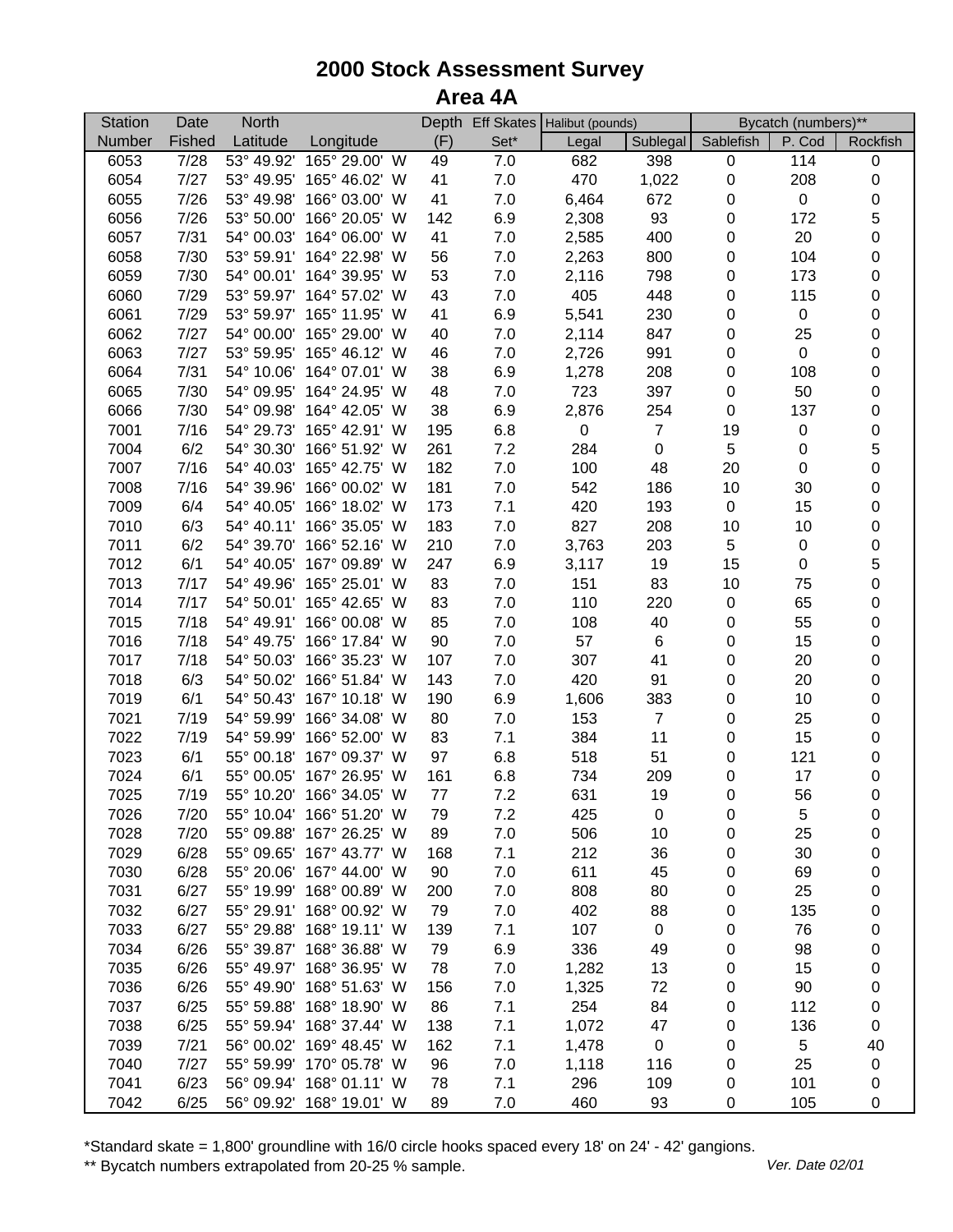# 2000 Stock Assessment Survey

## Area 4A

| Station | Date | North | | Depth | Eff Skates | Halibut (pounds) | | Bycatch (numbers)** | | |
|---|---|---|---|---|---|---|---|---|---|---|
| Number | Fished | Latitude | Longitude | (F) | Set* | Legal | Sublegal | Sablefish | P. Cod | Rockfish |
| 6053 | 7/28 | 53° 49.92' | 165° 29.00' W | 49 | 7.0 | 682 | 398 | 0 | 114 | 0 |
| 6054 | 7/27 | 53° 49.95' | 165° 46.02' W | 41 | 7.0 | 470 | 1,022 | 0 | 208 | 0 |
| 6055 | 7/26 | 53° 49.98' | 166° 03.00' W | 41 | 7.0 | 6,464 | 672 | 0 | 0 | 0 |
| 6056 | 7/26 | 53° 50.00' | 166° 20.05' W | 142 | 6.9 | 2,308 | 93 | 0 | 172 | 5 |
| 6057 | 7/31 | 54° 00.03' | 164° 06.00' W | 41 | 7.0 | 2,585 | 400 | 0 | 20 | 0 |
| 6058 | 7/30 | 53° 59.91' | 164° 22.98' W | 56 | 7.0 | 2,263 | 800 | 0 | 104 | 0 |
| 6059 | 7/30 | 54° 00.01' | 164° 39.95' W | 53 | 7.0 | 2,116 | 798 | 0 | 173 | 0 |
| 6060 | 7/29 | 53° 59.97' | 164° 57.02' W | 43 | 7.0 | 405 | 448 | 0 | 115 | 0 |
| 6061 | 7/29 | 53° 59.97' | 165° 11.95' W | 41 | 6.9 | 5,541 | 230 | 0 | 0 | 0 |
| 6062 | 7/27 | 54° 00.00' | 165° 29.00' W | 40 | 7.0 | 2,114 | 847 | 0 | 25 | 0 |
| 6063 | 7/27 | 53° 59.95' | 165° 46.12' W | 46 | 7.0 | 2,726 | 991 | 0 | 0 | 0 |
| 6064 | 7/31 | 54° 10.06' | 164° 07.01' W | 38 | 6.9 | 1,278 | 208 | 0 | 108 | 0 |
| 6065 | 7/30 | 54° 09.95' | 164° 24.95' W | 48 | 7.0 | 723 | 397 | 0 | 50 | 0 |
| 6066 | 7/30 | 54° 09.98' | 164° 42.05' W | 38 | 6.9 | 2,876 | 254 | 0 | 137 | 0 |
| 7001 | 7/16 | 54° 29.73' | 165° 42.91' W | 195 | 6.8 | 0 | 7 | 19 | 0 | 0 |
| 7004 | 6/2 | 54° 30.30' | 166° 51.92' W | 261 | 7.2 | 284 | 0 | 5 | 0 | 5 |
| 7007 | 7/16 | 54° 40.03' | 165° 42.75' W | 182 | 7.0 | 100 | 48 | 20 | 0 | 0 |
| 7008 | 7/16 | 54° 39.96' | 166° 00.02' W | 181 | 7.0 | 542 | 186 | 10 | 30 | 0 |
| 7009 | 6/4 | 54° 40.05' | 166° 18.02' W | 173 | 7.1 | 420 | 193 | 0 | 15 | 0 |
| 7010 | 6/3 | 54° 40.11' | 166° 35.05' W | 183 | 7.0 | 827 | 208 | 10 | 10 | 0 |
| 7011 | 6/2 | 54° 39.70' | 166° 52.16' W | 210 | 7.0 | 3,763 | 203 | 5 | 0 | 0 |
| 7012 | 6/1 | 54° 40.05' | 167° 09.89' W | 247 | 6.9 | 3,117 | 19 | 15 | 0 | 5 |
| 7013 | 7/17 | 54° 49.96' | 165° 25.01' W | 83 | 7.0 | 151 | 83 | 10 | 75 | 0 |
| 7014 | 7/17 | 54° 50.01' | 165° 42.65' W | 83 | 7.0 | 110 | 220 | 0 | 65 | 0 |
| 7015 | 7/18 | 54° 49.91' | 166° 00.08' W | 85 | 7.0 | 108 | 40 | 0 | 55 | 0 |
| 7016 | 7/18 | 54° 49.75' | 166° 17.84' W | 90 | 7.0 | 57 | 6 | 0 | 15 | 0 |
| 7017 | 7/18 | 54° 50.03' | 166° 35.23' W | 107 | 7.0 | 307 | 41 | 0 | 20 | 0 |
| 7018 | 6/3 | 54° 50.02' | 166° 51.84' W | 143 | 7.0 | 420 | 91 | 0 | 20 | 0 |
| 7019 | 6/1 | 54° 50.43' | 167° 10.18' W | 190 | 6.9 | 1,606 | 383 | 0 | 10 | 0 |
| 7021 | 7/19 | 54° 59.99' | 166° 34.08' W | 80 | 7.0 | 153 | 7 | 0 | 25 | 0 |
| 7022 | 7/19 | 54° 59.99' | 166° 52.00' W | 83 | 7.1 | 384 | 11 | 0 | 15 | 0 |
| 7023 | 6/1 | 55° 00.18' | 167° 09.37' W | 97 | 6.8 | 518 | 51 | 0 | 121 | 0 |
| 7024 | 6/1 | 55° 00.05' | 167° 26.95' W | 161 | 6.8 | 734 | 209 | 0 | 17 | 0 |
| 7025 | 7/19 | 55° 10.20' | 166° 34.05' W | 77 | 7.2 | 631 | 19 | 0 | 56 | 0 |
| 7026 | 7/20 | 55° 10.04' | 166° 51.20' W | 79 | 7.2 | 425 | 0 | 0 | 5 | 0 |
| 7028 | 7/20 | 55° 09.88' | 167° 26.25' W | 89 | 7.0 | 506 | 10 | 0 | 25 | 0 |
| 7029 | 6/28 | 55° 09.65' | 167° 43.77' W | 168 | 7.1 | 212 | 36 | 0 | 30 | 0 |
| 7030 | 6/28 | 55° 20.06' | 167° 44.00' W | 90 | 7.0 | 611 | 45 | 0 | 69 | 0 |
| 7031 | 6/27 | 55° 19.99' | 168° 00.89' W | 200 | 7.0 | 808 | 80 | 0 | 25 | 0 |
| 7032 | 6/27 | 55° 29.91' | 168° 00.92' W | 79 | 7.0 | 402 | 88 | 0 | 135 | 0 |
| 7033 | 6/27 | 55° 29.88' | 168° 19.11' W | 139 | 7.1 | 107 | 0 | 0 | 76 | 0 |
| 7034 | 6/26 | 55° 39.87' | 168° 36.88' W | 79 | 6.9 | 336 | 49 | 0 | 98 | 0 |
| 7035 | 6/26 | 55° 49.97' | 168° 36.95' W | 78 | 7.0 | 1,282 | 13 | 0 | 15 | 0 |
| 7036 | 6/26 | 55° 49.90' | 168° 51.63' W | 156 | 7.0 | 1,325 | 72 | 0 | 90 | 0 |
| 7037 | 6/25 | 55° 59.88' | 168° 18.90' W | 86 | 7.1 | 254 | 84 | 0 | 112 | 0 |
| 7038 | 6/25 | 55° 59.94' | 168° 37.44' W | 138 | 7.1 | 1,072 | 47 | 0 | 136 | 0 |
| 7039 | 7/21 | 56° 00.02' | 169° 48.45' W | 162 | 7.1 | 1,478 | 0 | 0 | 5 | 40 |
| 7040 | 7/27 | 55° 59.99' | 170° 05.78' W | 96 | 7.0 | 1,118 | 116 | 0 | 25 | 0 |
| 7041 | 6/23 | 56° 09.94' | 168° 01.11' W | 78 | 7.1 | 296 | 109 | 0 | 101 | 0 |
| 7042 | 6/25 | 56° 09.92' | 168° 19.01' W | 89 | 7.0 | 460 | 93 | 0 | 105 | 0 |

*Standard skate = 1,800' groundline with 16/0 circle hooks spaced every 18' on 24' - 42' gangions.

** Bycatch numbers extrapolated from 20-25 % sample.

*Ver. Date 02/01*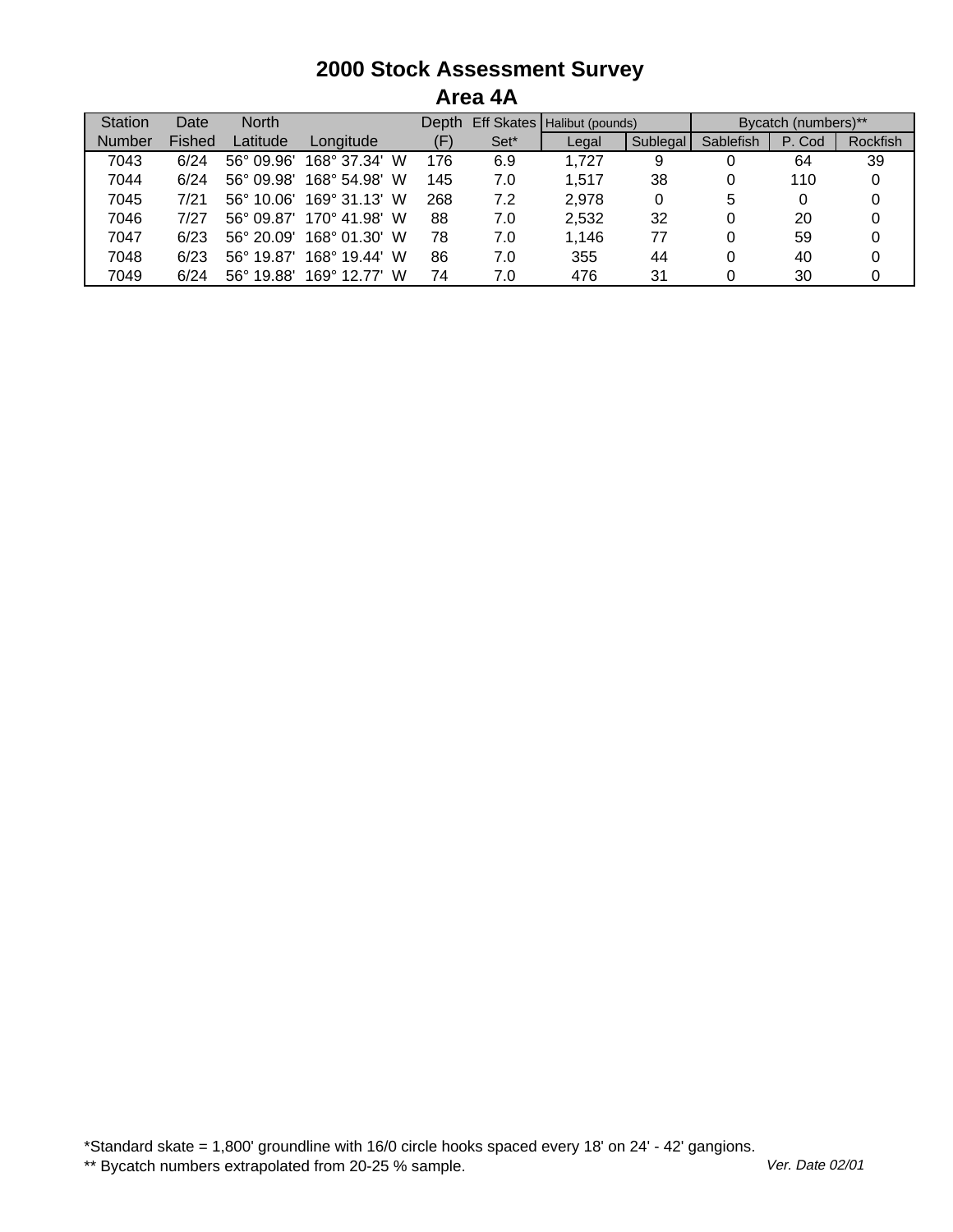# 2000 Stock Assessment Survey
## Area 4A

| Station | Date | North | | Depth | Eff Skates | Halibut (pounds) | | Bycatch (numbers)** | | |
|---|---|---|---|---|---|---|---|---|---|---|
| Number | Fished | Latitude | Longitude | (F) | Set* | Legal | Sublegal | Sablefish | P. Cod | Rockfish |
| 7043 | 6/24 | 56° 09.96' | 168° 37.34' W | 176 | 6.9 | 1,727 | 9 | 0 | 64 | 39 |
| 7044 | 6/24 | 56° 09.98' | 168° 54.98' W | 145 | 7.0 | 1,517 | 38 | 0 | 110 | 0 |
| 7045 | 7/21 | 56° 10.06' | 169° 31.13' W | 268 | 7.2 | 2,978 | 0 | 5 | 0 | 0 |
| 7046 | 7/27 | 56° 09.87' | 170° 41.98' W | 88 | 7.0 | 2,532 | 32 | 0 | 20 | 0 |
| 7047 | 6/23 | 56° 20.09' | 168° 01.30' W | 78 | 7.0 | 1,146 | 77 | 0 | 59 | 0 |
| 7048 | 6/23 | 56° 19.87' | 168° 19.44' W | 86 | 7.0 | 355 | 44 | 0 | 40 | 0 |
| 7049 | 6/24 | 56° 19.88' | 169° 12.77' W | 74 | 7.0 | 476 | 31 | 0 | 30 | 0 |

*Standard skate = 1,800' groundline with 16/0 circle hooks spaced every 18' on 24' - 42' gangions.

** Bycatch numbers extrapolated from 20-25 % sample.

*Ver. Date 02/01*